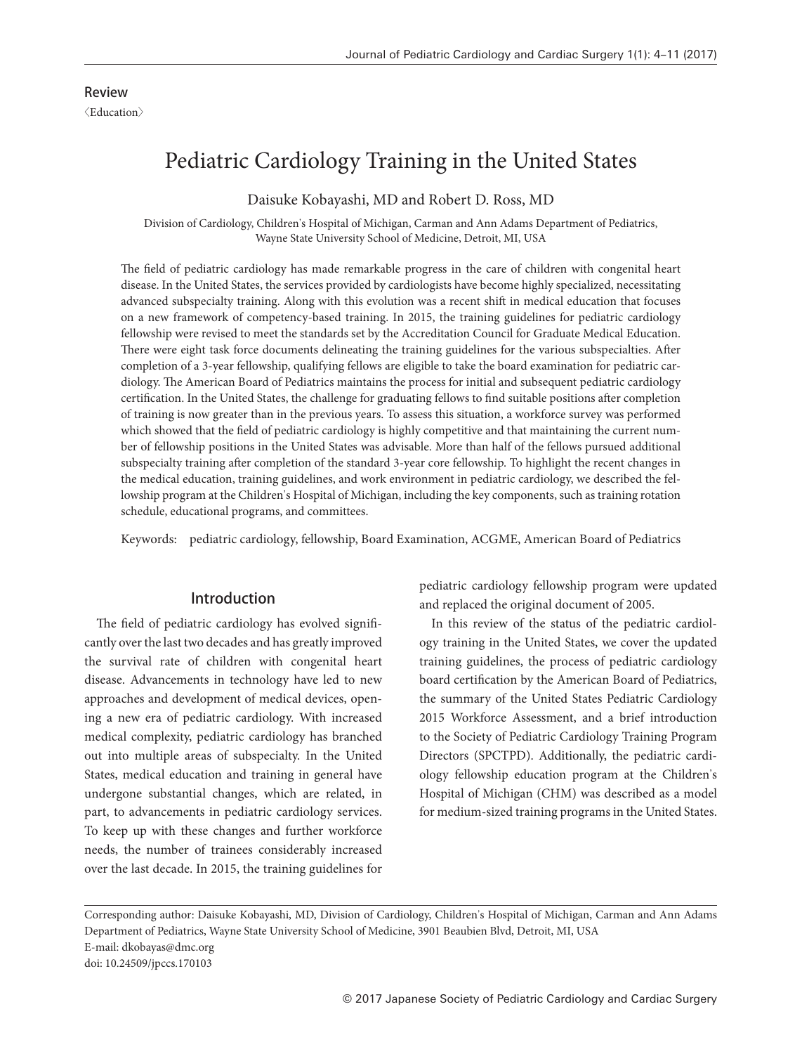Review

〈Education〉

# Pediatric Cardiology Training in the United States

Daisuke Kobayashi, MD and Robert D. Ross, MD

Division of Cardiology, Children's Hospital of Michigan, Carman and Ann Adams Department of Pediatrics, Wayne State University School of Medicine, Detroit, MI, USA

The field of pediatric cardiology has made remarkable progress in the care of children with congenital heart disease. In the United States, the services provided by cardiologists have become highly specialized, necessitating advanced subspecialty training. Along with this evolution was a recent shift in medical education that focuses on a new framework of competency-based training. In 2015, the training guidelines for pediatric cardiology fellowship were revised to meet the standards set by the Accreditation Council for Graduate Medical Education. There were eight task force documents delineating the training guidelines for the various subspecialties. After completion of a 3-year fellowship, qualifying fellows are eligible to take the board examination for pediatric cardiology. The American Board of Pediatrics maintains the process for initial and subsequent pediatric cardiology certification. In the United States, the challenge for graduating fellows to find suitable positions after completion of training is now greater than in the previous years. To assess this situation, a workforce survey was performed which showed that the field of pediatric cardiology is highly competitive and that maintaining the current number of fellowship positions in the United States was advisable. More than half of the fellows pursued additional subspecialty training after completion of the standard 3-year core fellowship. To highlight the recent changes in the medical education, training guidelines, and work environment in pediatric cardiology, we described the fellowship program at the Children's Hospital of Michigan, including the key components, such as training rotation schedule, educational programs, and committees.

Keywords: pediatric cardiology, fellowship, Board Examination, ACGME, American Board of Pediatrics

## Introduction

The field of pediatric cardiology has evolved significantly over the last two decades and has greatly improved the survival rate of children with congenital heart disease. Advancements in technology have led to new approaches and development of medical devices, opening a new era of pediatric cardiology. With increased medical complexity, pediatric cardiology has branched out into multiple areas of subspecialty. In the United States, medical education and training in general have undergone substantial changes, which are related, in part, to advancements in pediatric cardiology services. To keep up with these changes and further workforce needs, the number of trainees considerably increased over the last decade. In 2015, the training guidelines for pediatric cardiology fellowship program were updated and replaced the original document of 2005.

In this review of the status of the pediatric cardiology training in the United States, we cover the updated training guidelines, the process of pediatric cardiology board certification by the American Board of Pediatrics, the summary of the United States Pediatric Cardiology 2015 Workforce Assessment, and a brief introduction to the Society of Pediatric Cardiology Training Program Directors (SPCTPD). Additionally, the pediatric cardiology fellowship education program at the Children's Hospital of Michigan (CHM) was described as a model for medium-sized training programs in the United States.

---

Corresponding author: Daisuke Kobayashi, MD, Division of Cardiology, Children's Hospital of Michigan, Carman and Ann Adams Department of Pediatrics, Wayne State University School of Medicine, 3901 Beaubien Blvd, Detroit, MI, USA

E-mail: dkobayas@dmc.org

doi: 10.24509/jpccs.170103

© 2017 Japanese Society of Pediatric Cardiology and Cardiac Surgery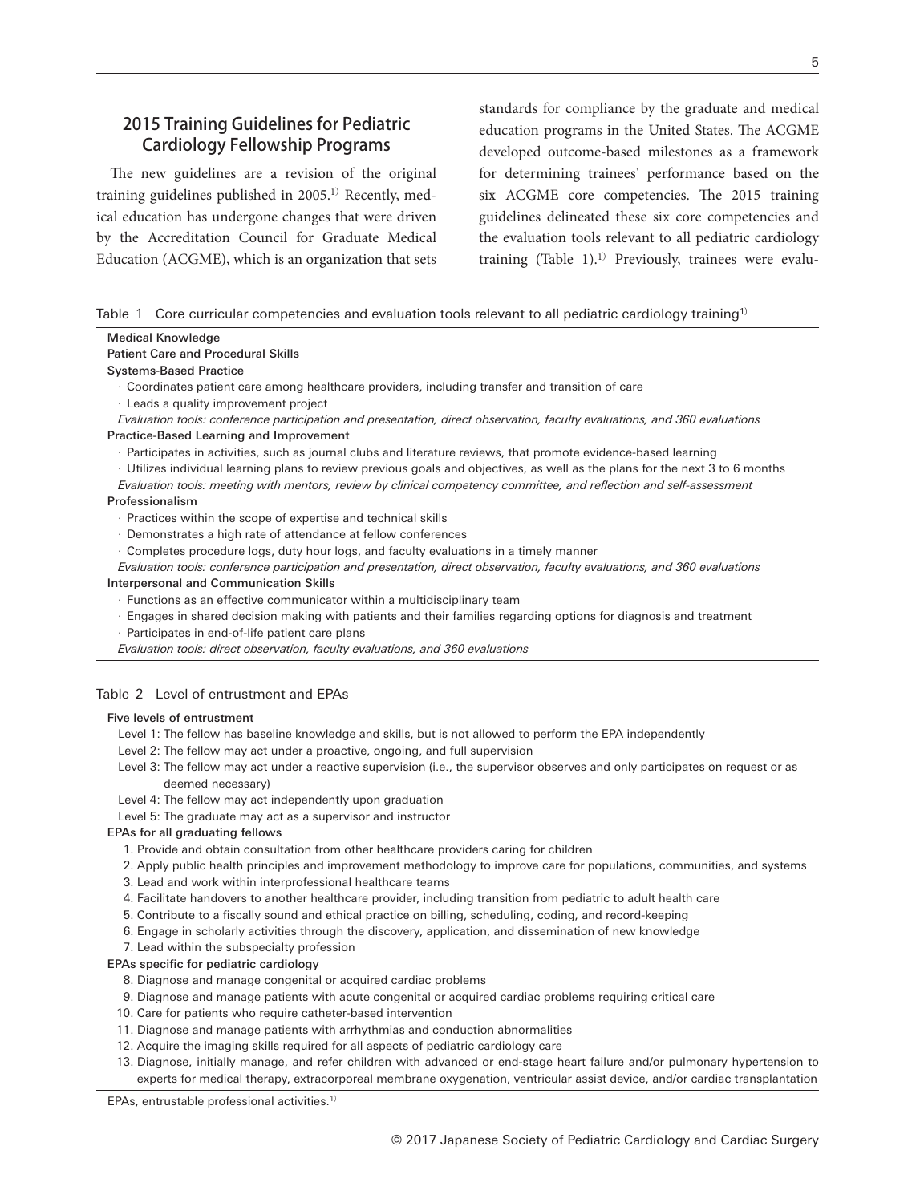## 2015 Training Guidelines for Pediatric Cardiology Fellowship Programs

The new guidelines are a revision of the original training guidelines published in 2005.[1] Recently, medical education has undergone changes that were driven by the Accreditation Council for Graduate Medical Education (ACGME), which is an organization that sets standards for compliance by the graduate and medical education programs in the United States. The ACGME developed outcome-based milestones as a framework for determining trainees' performance based on the six ACGME core competencies. The 2015 training guidelines delineated these six core competencies and the evaluation tools relevant to all pediatric cardiology training (Table 1).[1] Previously, trainees were evalu-

Table 1 Core curricular competencies and evaluation tools relevant to all pediatric cardiology training[1]

**Medical Knowledge**

**Patient Care and Procedural Skills**

**Systems-Based Practice**

- Coordinates patient care among healthcare providers, including transfer and transition of care
- Leads a quality improvement project

*Evaluation tools: conference participation and presentation, direct observation, faculty evaluations, and 360 evaluations*

**Practice-Based Learning and Improvement**

- Participates in activities, such as journal clubs and literature reviews, that promote evidence-based learning
- Utilizes individual learning plans to review previous goals and objectives, as well as the plans for the next 3 to 6 months

*Evaluation tools: meeting with mentors, review by clinical competency committee, and reflection and self-assessment*

**Professionalism**

- Practices within the scope of expertise and technical skills
- Demonstrates a high rate of attendance at fellow conferences
- Completes procedure logs, duty hour logs, and faculty evaluations in a timely manner

*Evaluation tools: conference participation and presentation, direct observation, faculty evaluations, and 360 evaluations*

**Interpersonal and Communication Skills**

- Functions as an effective communicator within a multidisciplinary team
- Engages in shared decision making with patients and their families regarding options for diagnosis and treatment
- Participates in end-of-life patient care plans

*Evaluation tools: direct observation, faculty evaluations, and 360 evaluations*

Table 2 Level of entrustment and EPAs

**Five levels of entrustment**

- Level 1: The fellow has baseline knowledge and skills, but is not allowed to perform the EPA independently
- Level 2: The fellow may act under a proactive, ongoing, and full supervision
- Level 3: The fellow may act under a reactive supervision (i.e., the supervisor observes and only participates on request or as deemed necessary)
- Level 4: The fellow may act independently upon graduation
- Level 5: The graduate may act as a supervisor and instructor

**EPAs for all graduating fellows**

1. Provide and obtain consultation from other healthcare providers caring for children
2. Apply public health principles and improvement methodology to improve care for populations, communities, and systems
3. Lead and work within interprofessional healthcare teams
4. Facilitate handovers to another healthcare provider, including transition from pediatric to adult health care
5. Contribute to a fiscally sound and ethical practice on billing, scheduling, coding, and record-keeping
6. Engage in scholarly activities through the discovery, application, and dissemination of new knowledge
7. Lead within the subspecialty profession

**EPAs specific for pediatric cardiology**

8. Diagnose and manage congenital or acquired cardiac problems
9. Diagnose and manage patients with acute congenital or acquired cardiac problems requiring critical care
10. Care for patients who require catheter-based intervention
11. Diagnose and manage patients with arrhythmias and conduction abnormalities
12. Acquire the imaging skills required for all aspects of pediatric cardiology care
13. Diagnose, initially manage, and refer children with advanced or end-stage heart failure and/or pulmonary hypertension to experts for medical therapy, extracorporeal membrane oxygenation, ventricular assist device, and/or cardiac transplantation

EPAs, entrustable professional activities.[1]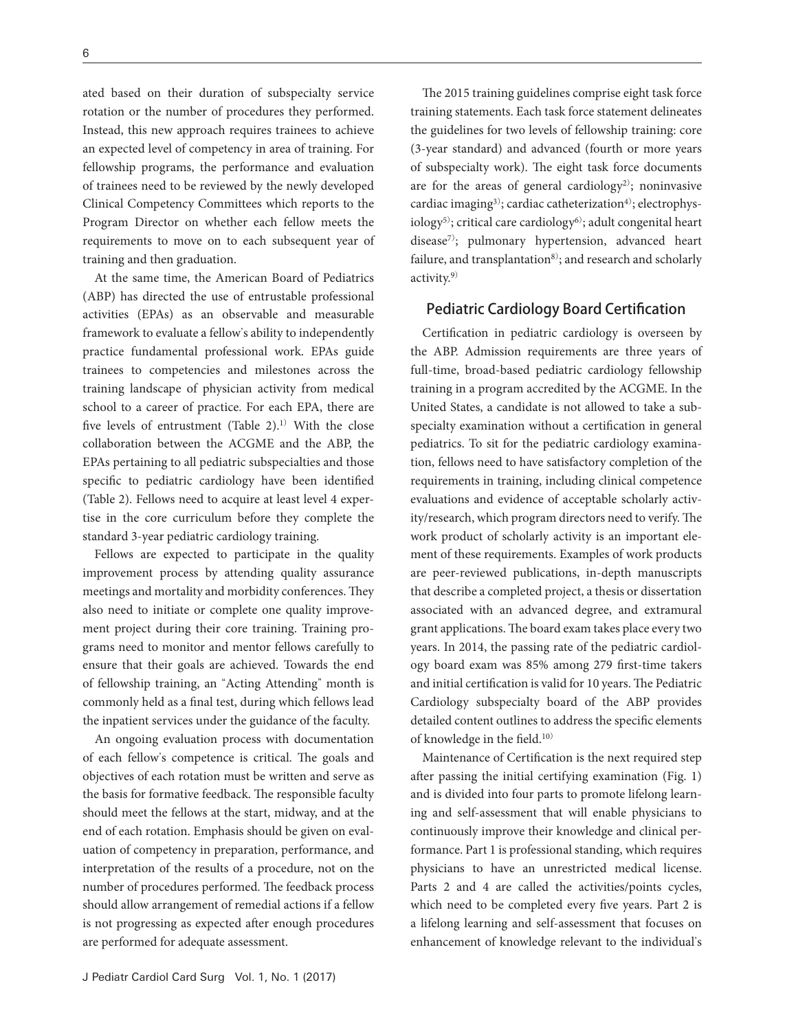ated based on their duration of subspecialty service rotation or the number of procedures they performed. Instead, this new approach requires trainees to achieve an expected level of competency in area of training. For fellowship programs, the performance and evaluation of trainees need to be reviewed by the newly developed Clinical Competency Committees which reports to the Program Director on whether each fellow meets the requirements to move on to each subsequent year of training and then graduation.

At the same time, the American Board of Pediatrics (ABP) has directed the use of entrustable professional activities (EPAs) as an observable and measurable framework to evaluate a fellow's ability to independently practice fundamental professional work. EPAs guide trainees to competencies and milestones across the training landscape of physician activity from medical school to a career of practice. For each EPA, there are five levels of entrustment (Table 2).[1] With the close collaboration between the ACGME and the ABP, the EPAs pertaining to all pediatric subspecialties and those specific to pediatric cardiology have been identified (Table 2). Fellows need to acquire at least level 4 expertise in the core curriculum before they complete the standard 3-year pediatric cardiology training.

Fellows are expected to participate in the quality improvement process by attending quality assurance meetings and mortality and morbidity conferences. They also need to initiate or complete one quality improvement project during their core training. Training programs need to monitor and mentor fellows carefully to ensure that their goals are achieved. Towards the end of fellowship training, an "Acting Attending" month is commonly held as a final test, during which fellows lead the inpatient services under the guidance of the faculty.

An ongoing evaluation process with documentation of each fellow's competence is critical. The goals and objectives of each rotation must be written and serve as the basis for formative feedback. The responsible faculty should meet the fellows at the start, midway, and at the end of each rotation. Emphasis should be given on evaluation of competency in preparation, performance, and interpretation of the results of a procedure, not on the number of procedures performed. The feedback process should allow arrangement of remedial actions if a fellow is not progressing as expected after enough procedures are performed for adequate assessment.

The 2015 training guidelines comprise eight task force training statements. Each task force statement delineates the guidelines for two levels of fellowship training: core (3-year standard) and advanced (fourth or more years of subspecialty work). The eight task force documents are for the areas of general cardiology[2]; noninvasive cardiac imaging[3]; cardiac catheterization[4]; electrophysiology[5]; critical care cardiology[6]; adult congenital heart disease[7]; pulmonary hypertension, advanced heart failure, and transplantation[8]; and research and scholarly activity.[9]

## Pediatric Cardiology Board Certification

Certification in pediatric cardiology is overseen by the ABP. Admission requirements are three years of full-time, broad-based pediatric cardiology fellowship training in a program accredited by the ACGME. In the United States, a candidate is not allowed to take a subspecialty examination without a certification in general pediatrics. To sit for the pediatric cardiology examination, fellows need to have satisfactory completion of the requirements in training, including clinical competence evaluations and evidence of acceptable scholarly activity/research, which program directors need to verify. The work product of scholarly activity is an important element of these requirements. Examples of work products are peer-reviewed publications, in-depth manuscripts that describe a completed project, a thesis or dissertation associated with an advanced degree, and extramural grant applications. The board exam takes place every two years. In 2014, the passing rate of the pediatric cardiology board exam was 85% among 279 first-time takers and initial certification is valid for 10 years. The Pediatric Cardiology subspecialty board of the ABP provides detailed content outlines to address the specific elements of knowledge in the field.[10]

Maintenance of Certification is the next required step after passing the initial certifying examination (Fig. 1) and is divided into four parts to promote lifelong learning and self-assessment that will enable physicians to continuously improve their knowledge and clinical performance. Part 1 is professional standing, which requires physicians to have an unrestricted medical license. Parts 2 and 4 are called the activities/points cycles, which need to be completed every five years. Part 2 is a lifelong learning and self-assessment that focuses on enhancement of knowledge relevant to the individual's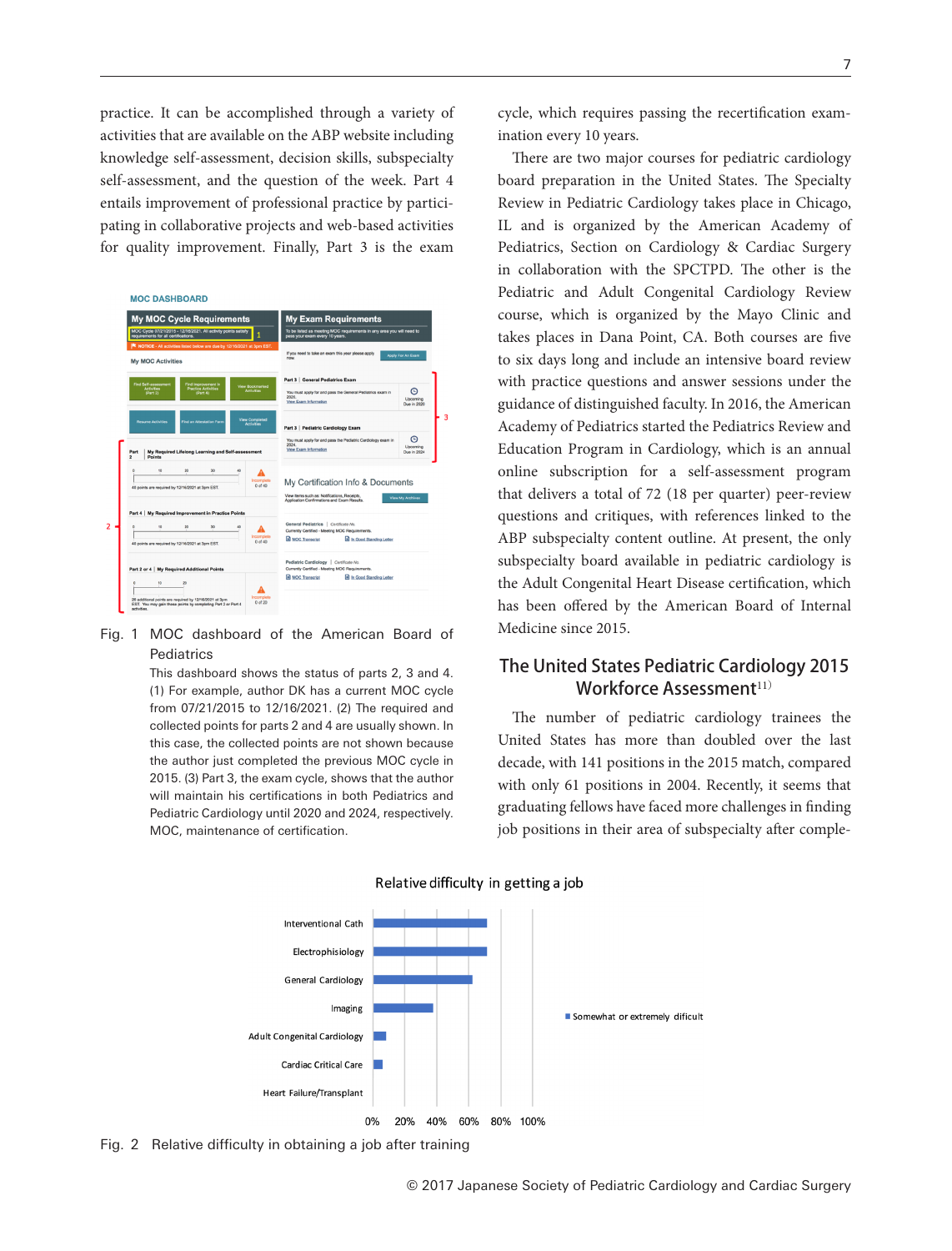practice. It can be accomplished through a variety of activities that are available on the ABP website including knowledge self-assessment, decision skills, subspecialty self-assessment, and the question of the week. Part 4 entails improvement of professional practice by participating in collaborative projects and web-based activities for quality improvement. Finally, Part 3 is the exam cycle, which requires passing the recertification examination every 10 years.

Fig. 1 MOC dashboard of the American Board of Pediatrics

This dashboard shows the status of parts 2, 3 and 4. (1) For example, author DK has a current MOC cycle from 07/21/2015 to 12/16/2021. (2) The required and collected points for parts 2 and 4 are usually shown. In this case, the collected points are not shown because the author just completed the previous MOC cycle in 2015. (3) Part 3, the exam cycle, shows that the author will maintain his certifications in both Pediatrics and Pediatric Cardiology until 2020 and 2024, respectively. MOC, maintenance of certification.

There are two major courses for pediatric cardiology board preparation in the United States. The Specialty Review in Pediatric Cardiology takes place in Chicago, IL and is organized by the American Academy of Pediatrics, Section on Cardiology & Cardiac Surgery in collaboration with the SPCTPD. The other is the Pediatric and Adult Congenital Cardiology Review course, which is organized by the Mayo Clinic and takes places in Dana Point, CA. Both courses are five to six days long and include an intensive board review with practice questions and answer sessions under the guidance of distinguished faculty. In 2016, the American Academy of Pediatrics started the Pediatrics Review and Education Program in Cardiology, which is an annual online subscription for a self-assessment program that delivers a total of 72 (18 per quarter) peer-review questions and critiques, with references linked to the ABP subspecialty content outline. At present, the only subspecialty board available in pediatric cardiology is the Adult Congenital Heart Disease certification, which has been offered by the American Board of Internal Medicine since 2015.

## The United States Pediatric Cardiology 2015 Workforce Assessment[11)]

The number of pediatric cardiology trainees the United States has more than doubled over the last decade, with 141 positions in the 2015 match, compared with only 61 positions in 2004. Recently, it seems that graduating fellows have faced more challenges in finding job positions in their area of subspecialty after comple-

Fig. 2 Relative difficulty in obtaining a job after training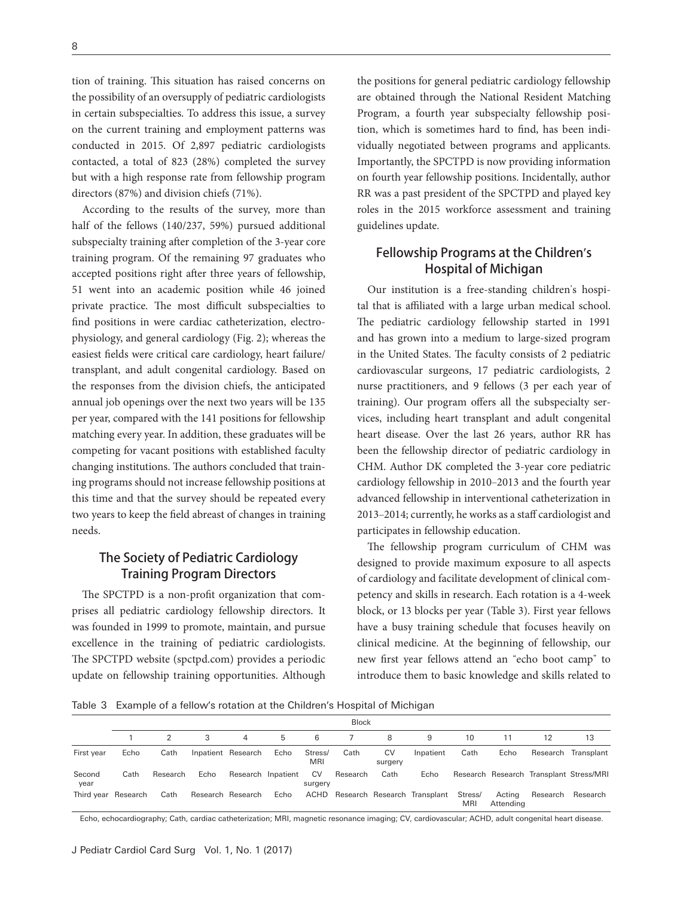tion of training. This situation has raised concerns on the possibility of an oversupply of pediatric cardiologists in certain subspecialties. To address this issue, a survey on the current training and employment patterns was conducted in 2015. Of 2,897 pediatric cardiologists contacted, a total of 823 (28%) completed the survey but with a high response rate from fellowship program directors (87%) and division chiefs (71%).

According to the results of the survey, more than half of the fellows (140/237, 59%) pursued additional subspecialty training after completion of the 3-year core training program. Of the remaining 97 graduates who accepted positions right after three years of fellowship, 51 went into an academic position while 46 joined private practice. The most difficult subspecialties to find positions in were cardiac catheterization, electrophysiology, and general cardiology (Fig. 2); whereas the easiest fields were critical care cardiology, heart failure/transplant, and adult congenital cardiology. Based on the responses from the division chiefs, the anticipated annual job openings over the next two years will be 135 per year, compared with the 141 positions for fellowship matching every year. In addition, these graduates will be competing for vacant positions with established faculty changing institutions. The authors concluded that training programs should not increase fellowship positions at this time and that the survey should be repeated every two years to keep the field abreast of changes in training needs.

## The Society of Pediatric Cardiology Training Program Directors

The SPCTPD is a non-profit organization that comprises all pediatric cardiology fellowship directors. It was founded in 1999 to promote, maintain, and pursue excellence in the training of pediatric cardiologists. The SPCTPD website (spctpd.com) provides a periodic update on fellowship training opportunities. Although the positions for general pediatric cardiology fellowship are obtained through the National Resident Matching Program, a fourth year subspecialty fellowship position, which is sometimes hard to find, has been individually negotiated between programs and applicants. Importantly, the SPCTPD is now providing information on fourth year fellowship positions. Incidentally, author RR was a past president of the SPCTPD and played key roles in the 2015 workforce assessment and training guidelines update.

## Fellowship Programs at the Children's Hospital of Michigan

Our institution is a free-standing children's hospital that is affiliated with a large urban medical school. The pediatric cardiology fellowship started in 1991 and has grown into a medium to large-sized program in the United States. The faculty consists of 2 pediatric cardiovascular surgeons, 17 pediatric cardiologists, 2 nurse practitioners, and 9 fellows (3 per each year of training). Our program offers all the subspecialty services, including heart transplant and adult congenital heart disease. Over the last 26 years, author RR has been the fellowship director of pediatric cardiology in CHM. Author DK completed the 3-year core pediatric cardiology fellowship in 2010–2013 and the fourth year advanced fellowship in interventional catheterization in 2013–2014; currently, he works as a staff cardiologist and participates in fellowship education.

The fellowship program curriculum of CHM was designed to provide maximum exposure to all aspects of cardiology and facilitate development of clinical competency and skills in research. Each rotation is a 4-week block, or 13 blocks per year (Table 3). First year fellows have a busy training schedule that focuses heavily on clinical medicine. At the beginning of fellowship, our new first year fellows attend an "echo boot camp" to introduce them to basic knowledge and skills related to

Table 3 Example of a fellow's rotation at the Children's Hospital of Michigan

| | Block | | | | | | | | | | | | |
|---|---|---|---|---|---|---|---|---|---|---|---|---|---|
| | 1 | 2 | 3 | 4 | 5 | 6 | 7 | 8 | 9 | 10 | 11 | 12 | 13 |
| First year | Echo | Cath | Inpatient | Research | Echo | Stress/MRI | Cath | CV surgery | Inpatient | Cath | Echo | Research | Transplant |
| Second year | Cath | Research | Echo | Research | Inpatient | CV surgery | Research | Cath | Echo | Research | Research | Transplant | Stress/MRI |
| Third year | Research | Cath | Research | Research | Echo | ACHD | Research | Research | Transplant | Stress/MRI | Acting Attending | Research | Research |

Echo, echocardiography; Cath, cardiac catheterization; MRI, magnetic resonance imaging; CV, cardiovascular; ACHD, adult congenital heart disease.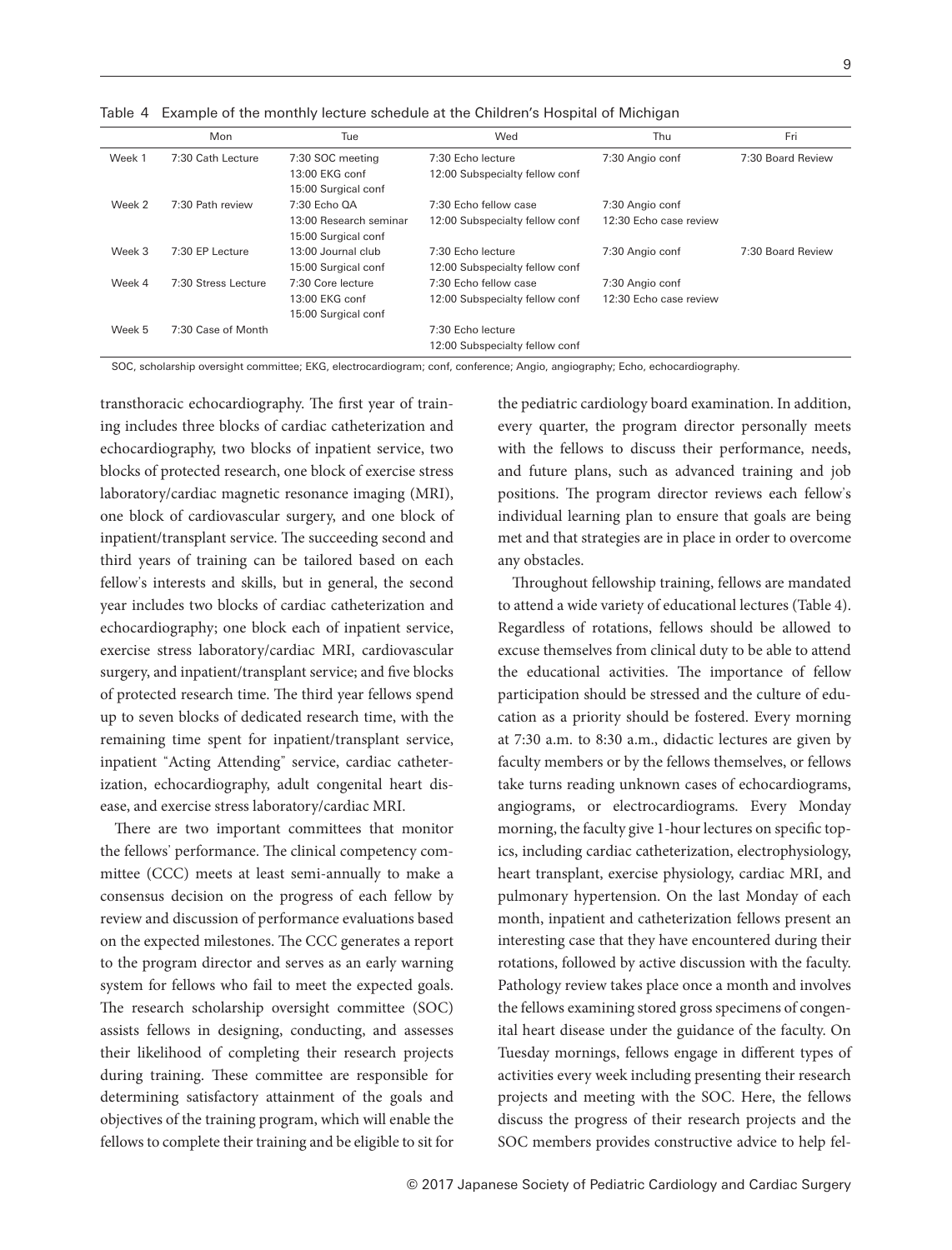Table 4 Example of the monthly lecture schedule at the Children's Hospital of Michigan

| | Mon | Tue | Wed | Thu | Fri |
|---|---|---|---|---|---|
| Week 1 | 7:30 Cath Lecture | 7:30 SOC meeting<br>13:00 EKG conf<br>15:00 Surgical conf | 7:30 Echo lecture<br>12:00 Subspecialty fellow conf | 7:30 Angio conf | 7:30 Board Review |
| Week 2 | 7:30 Path review | 7:30 Echo QA<br>13:00 Research seminar<br>15:00 Surgical conf | 7:30 Echo fellow case<br>12:00 Subspecialty fellow conf | 7:30 Angio conf<br>12:30 Echo case review | |
| Week 3 | 7:30 EP Lecture | 13:00 Journal club<br>15:00 Surgical conf | 7:30 Echo lecture<br>12:00 Subspecialty fellow conf | 7:30 Angio conf | 7:30 Board Review |
| Week 4 | 7:30 Stress Lecture | 7:30 Core lecture<br>13:00 EKG conf<br>15:00 Surgical conf | 7:30 Echo fellow case<br>12:00 Subspecialty fellow conf | 7:30 Angio conf<br>12:30 Echo case review | |
| Week 5 | 7:30 Case of Month | | 7:30 Echo lecture<br>12:00 Subspecialty fellow conf | | |

SOC, scholarship oversight committee; EKG, electrocardiogram; conf, conference; Angio, angiography; Echo, echocardiography.

transthoracic echocardiography. The first year of training includes three blocks of cardiac catheterization and echocardiography, two blocks of inpatient service, two blocks of protected research, one block of exercise stress laboratory/cardiac magnetic resonance imaging (MRI), one block of cardiovascular surgery, and one block of inpatient/transplant service. The succeeding second and third years of training can be tailored based on each fellow's interests and skills, but in general, the second year includes two blocks of cardiac catheterization and echocardiography; one block each of inpatient service, exercise stress laboratory/cardiac MRI, cardiovascular surgery, and inpatient/transplant service; and five blocks of protected research time. The third year fellows spend up to seven blocks of dedicated research time, with the remaining time spent for inpatient/transplant service, inpatient "Acting Attending" service, cardiac catheterization, echocardiography, adult congenital heart disease, and exercise stress laboratory/cardiac MRI.

There are two important committees that monitor the fellows' performance. The clinical competency committee (CCC) meets at least semi-annually to make a consensus decision on the progress of each fellow by review and discussion of performance evaluations based on the expected milestones. The CCC generates a report to the program director and serves as an early warning system for fellows who fail to meet the expected goals. The research scholarship oversight committee (SOC) assists fellows in designing, conducting, and assesses their likelihood of completing their research projects during training. These committee are responsible for determining satisfactory attainment of the goals and objectives of the training program, which will enable the fellows to complete their training and be eligible to sit for the pediatric cardiology board examination. In addition, every quarter, the program director personally meets with the fellows to discuss their performance, needs, and future plans, such as advanced training and job positions. The program director reviews each fellow's individual learning plan to ensure that goals are being met and that strategies are in place in order to overcome any obstacles.

Throughout fellowship training, fellows are mandated to attend a wide variety of educational lectures (Table 4). Regardless of rotations, fellows should be allowed to excuse themselves from clinical duty to be able to attend the educational activities. The importance of fellow participation should be stressed and the culture of education as a priority should be fostered. Every morning at 7:30 a.m. to 8:30 a.m., didactic lectures are given by faculty members or by the fellows themselves, or fellows take turns reading unknown cases of echocardiograms, angiograms, or electrocardiograms. Every Monday morning, the faculty give 1-hour lectures on specific topics, including cardiac catheterization, electrophysiology, heart transplant, exercise physiology, cardiac MRI, and pulmonary hypertension. On the last Monday of each month, inpatient and catheterization fellows present an interesting case that they have encountered during their rotations, followed by active discussion with the faculty. Pathology review takes place once a month and involves the fellows examining stored gross specimens of congenital heart disease under the guidance of the faculty. On Tuesday mornings, fellows engage in different types of activities every week including presenting their research projects and meeting with the SOC. Here, the fellows discuss the progress of their research projects and the SOC members provides constructive advice to help fel-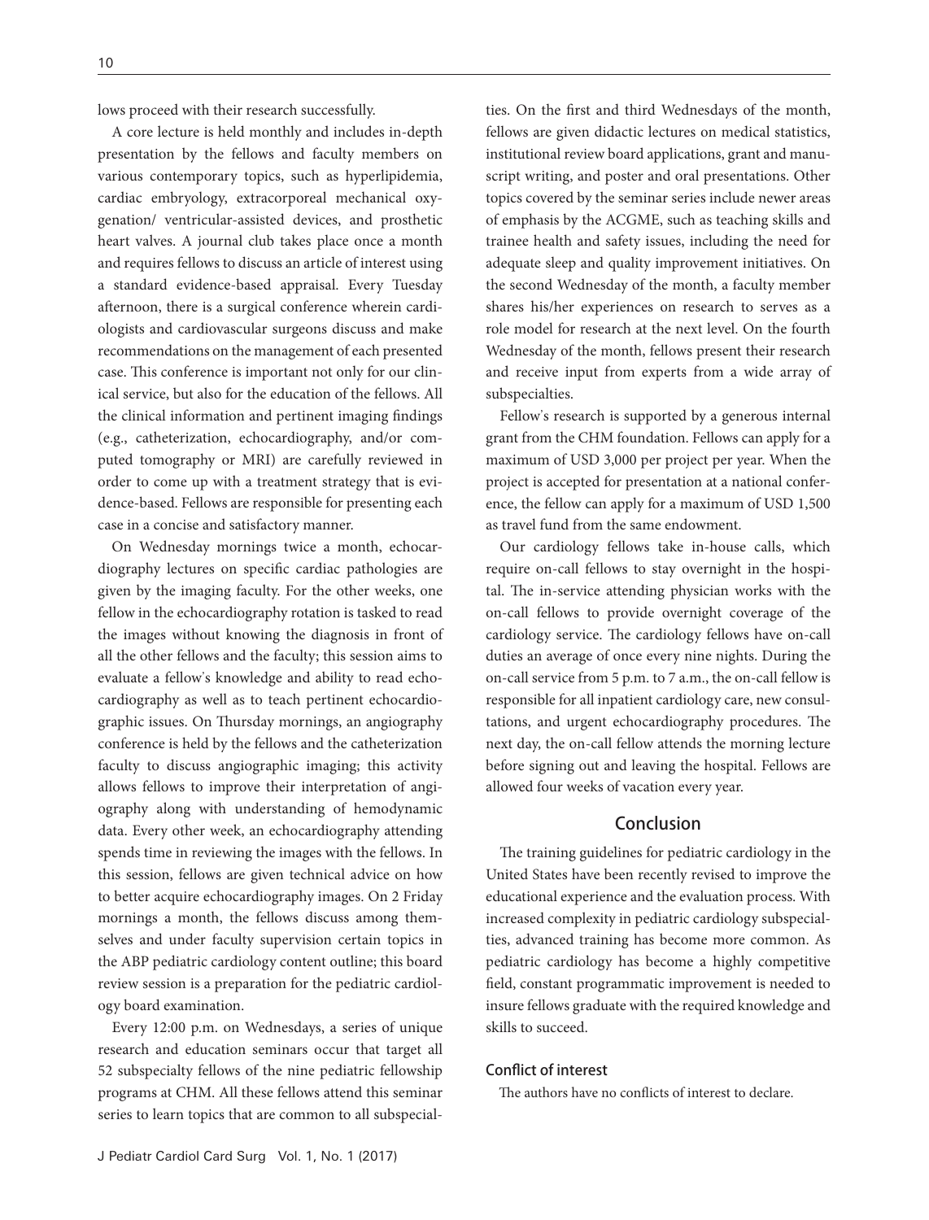lows proceed with their research successfully.

A core lecture is held monthly and includes in-depth presentation by the fellows and faculty members on various contemporary topics, such as hyperlipidemia, cardiac embryology, extracorporeal mechanical oxygenation/ ventricular-assisted devices, and prosthetic heart valves. A journal club takes place once a month and requires fellows to discuss an article of interest using a standard evidence-based appraisal. Every Tuesday afternoon, there is a surgical conference wherein cardiologists and cardiovascular surgeons discuss and make recommendations on the management of each presented case. This conference is important not only for our clinical service, but also for the education of the fellows. All the clinical information and pertinent imaging findings (e.g., catheterization, echocardiography, and/or computed tomography or MRI) are carefully reviewed in order to come up with a treatment strategy that is evidence-based. Fellows are responsible for presenting each case in a concise and satisfactory manner.

On Wednesday mornings twice a month, echocardiography lectures on specific cardiac pathologies are given by the imaging faculty. For the other weeks, one fellow in the echocardiography rotation is tasked to read the images without knowing the diagnosis in front of all the other fellows and the faculty; this session aims to evaluate a fellow's knowledge and ability to read echocardiography as well as to teach pertinent echocardiographic issues. On Thursday mornings, an angiography conference is held by the fellows and the catheterization faculty to discuss angiographic imaging; this activity allows fellows to improve their interpretation of angiography along with understanding of hemodynamic data. Every other week, an echocardiography attending spends time in reviewing the images with the fellows. In this session, fellows are given technical advice on how to better acquire echocardiography images. On 2 Friday mornings a month, the fellows discuss among themselves and under faculty supervision certain topics in the ABP pediatric cardiology content outline; this board review session is a preparation for the pediatric cardiology board examination.

Every 12:00 p.m. on Wednesdays, a series of unique research and education seminars occur that target all 52 subspecialty fellows of the nine pediatric fellowship programs at CHM. All these fellows attend this seminar series to learn topics that are common to all subspecialties. On the first and third Wednesdays of the month, fellows are given didactic lectures on medical statistics, institutional review board applications, grant and manuscript writing, and poster and oral presentations. Other topics covered by the seminar series include newer areas of emphasis by the ACGME, such as teaching skills and trainee health and safety issues, including the need for adequate sleep and quality improvement initiatives. On the second Wednesday of the month, a faculty member shares his/her experiences on research to serves as a role model for research at the next level. On the fourth Wednesday of the month, fellows present their research and receive input from experts from a wide array of subspecialties.

Fellow's research is supported by a generous internal grant from the CHM foundation. Fellows can apply for a maximum of USD 3,000 per project per year. When the project is accepted for presentation at a national conference, the fellow can apply for a maximum of USD 1,500 as travel fund from the same endowment.

Our cardiology fellows take in-house calls, which require on-call fellows to stay overnight in the hospital. The in-service attending physician works with the on-call fellows to provide overnight coverage of the cardiology service. The cardiology fellows have on-call duties an average of once every nine nights. During the on-call service from 5 p.m. to 7 a.m., the on-call fellow is responsible for all inpatient cardiology care, new consultations, and urgent echocardiography procedures. The next day, the on-call fellow attends the morning lecture before signing out and leaving the hospital. Fellows are allowed four weeks of vacation every year.

## Conclusion

The training guidelines for pediatric cardiology in the United States have been recently revised to improve the educational experience and the evaluation process. With increased complexity in pediatric cardiology subspecialties, advanced training has become more common. As pediatric cardiology has become a highly competitive field, constant programmatic improvement is needed to insure fellows graduate with the required knowledge and skills to succeed.

### Conflict of interest

The authors have no conflicts of interest to declare.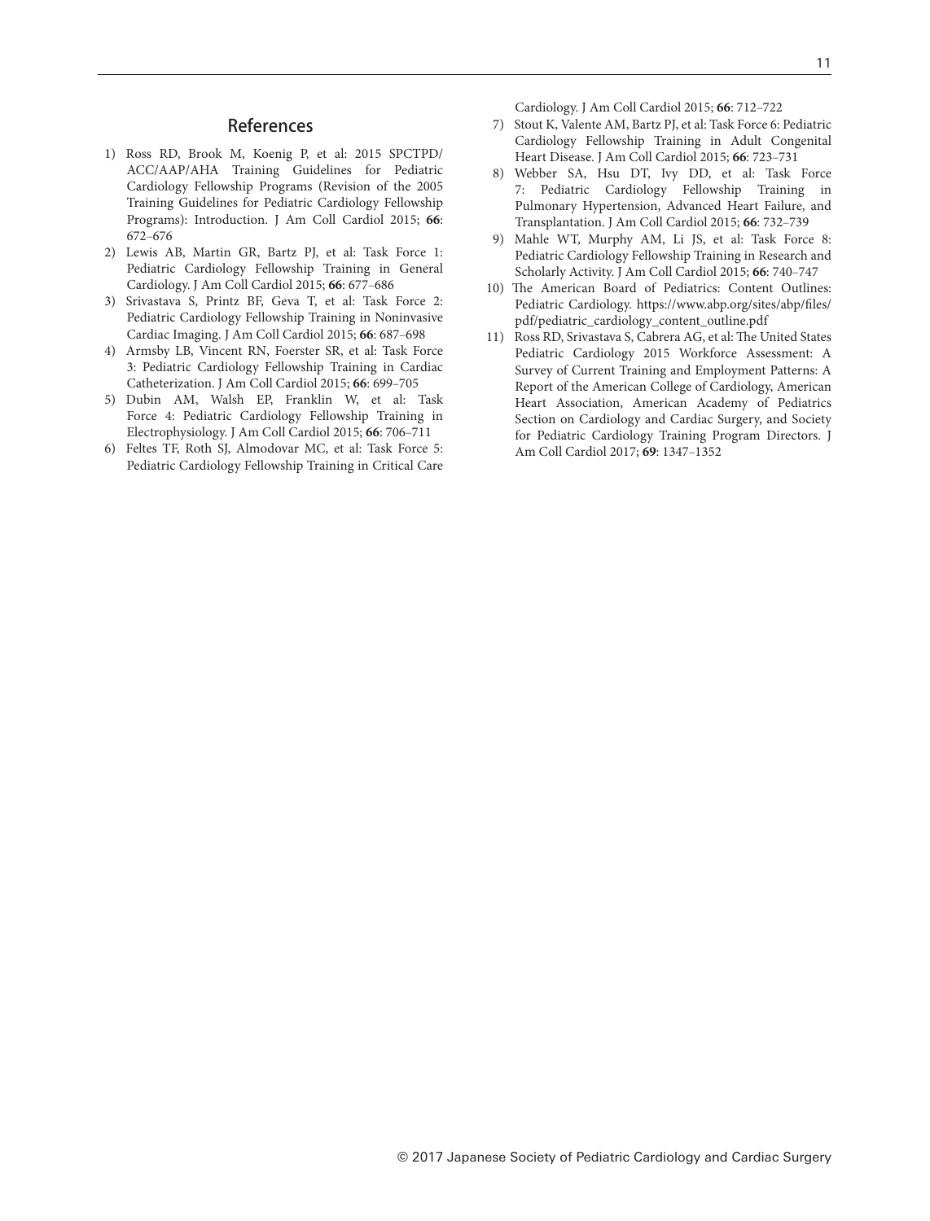## References

1) Ross RD, Brook M, Koenig P, et al: 2015 SPCTPD/ACC/AAP/AHA Training Guidelines for Pediatric Cardiology Fellowship Programs (Revision of the 2005 Training Guidelines for Pediatric Cardiology Fellowship Programs): Introduction. J Am Coll Cardiol 2015; **66**: 672–676
2) Lewis AB, Martin GR, Bartz PJ, et al: Task Force 1: Pediatric Cardiology Fellowship Training in General Cardiology. J Am Coll Cardiol 2015; **66**: 677–686
3) Srivastava S, Printz BF, Geva T, et al: Task Force 2: Pediatric Cardiology Fellowship Training in Noninvasive Cardiac Imaging. J Am Coll Cardiol 2015; **66**: 687–698
4) Armsby LB, Vincent RN, Foerster SR, et al: Task Force 3: Pediatric Cardiology Fellowship Training in Cardiac Catheterization. J Am Coll Cardiol 2015; **66**: 699–705
5) Dubin AM, Walsh EP, Franklin W, et al: Task Force 4: Pediatric Cardiology Fellowship Training in Electrophysiology. J Am Coll Cardiol 2015; **66**: 706–711
6) Feltes TF, Roth SJ, Almodovar MC, et al: Task Force 5: Pediatric Cardiology Fellowship Training in Critical Care Cardiology. J Am Coll Cardiol 2015; **66**: 712–722
7) Stout K, Valente AM, Bartz PJ, et al: Task Force 6: Pediatric Cardiology Fellowship Training in Adult Congenital Heart Disease. J Am Coll Cardiol 2015; **66**: 723–731
8) Webber SA, Hsu DT, Ivy DD, et al: Task Force 7: Pediatric Cardiology Fellowship Training in Pulmonary Hypertension, Advanced Heart Failure, and Transplantation. J Am Coll Cardiol 2015; **66**: 732–739
9) Mahle WT, Murphy AM, Li JS, et al: Task Force 8: Pediatric Cardiology Fellowship Training in Research and Scholarly Activity. J Am Coll Cardiol 2015; **66**: 740–747
10) The American Board of Pediatrics: Content Outlines: Pediatric Cardiology. https://www.abp.org/sites/abp/files/pdf/pediatric_cardiology_content_outline.pdf
11) Ross RD, Srivastava S, Cabrera AG, et al: The United States Pediatric Cardiology 2015 Workforce Assessment: A Survey of Current Training and Employment Patterns: A Report of the American College of Cardiology, American Heart Association, American Academy of Pediatrics Section on Cardiology and Cardiac Surgery, and Society for Pediatric Cardiology Training Program Directors. J Am Coll Cardiol 2017; **69**: 1347–1352